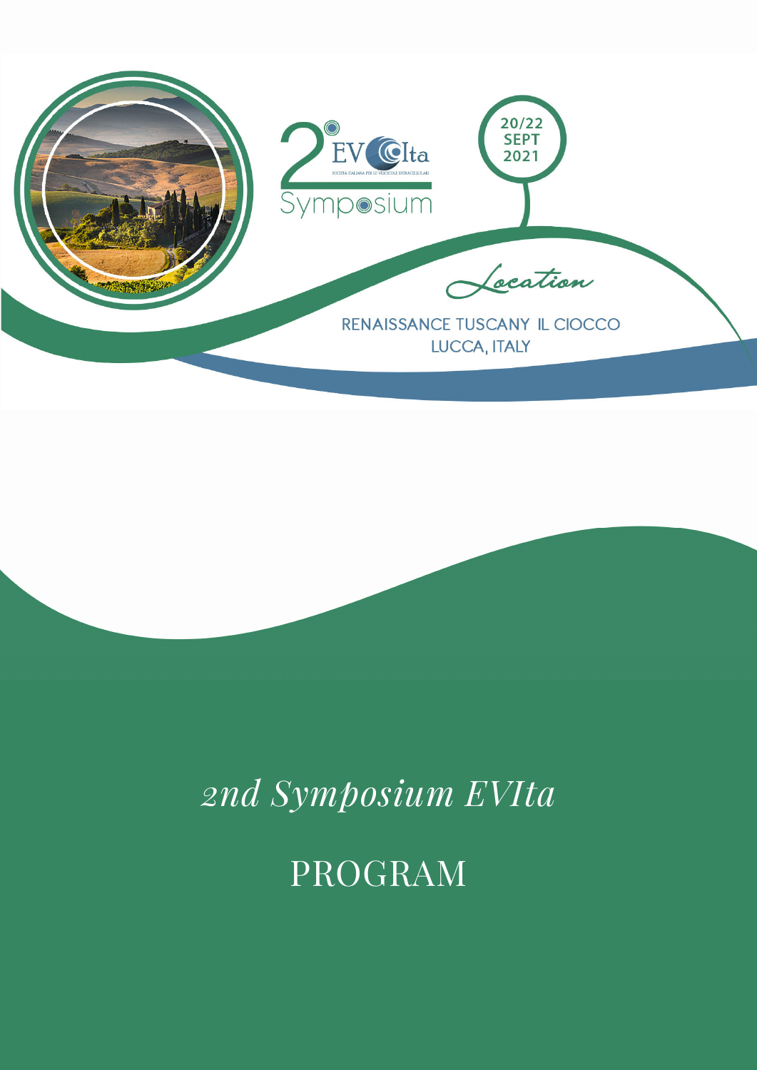2° EVIta

SOCIETÀ ITALIANA PER LE VESCICOLE EXTRACELLULARI

Symposium

20/22 SEPT 2021

*Location*

RENAISSANCE TUSCANY IL CIOCCO
LUCCA, ITALY

# *2nd Symposium EVIta*

# PROGRAM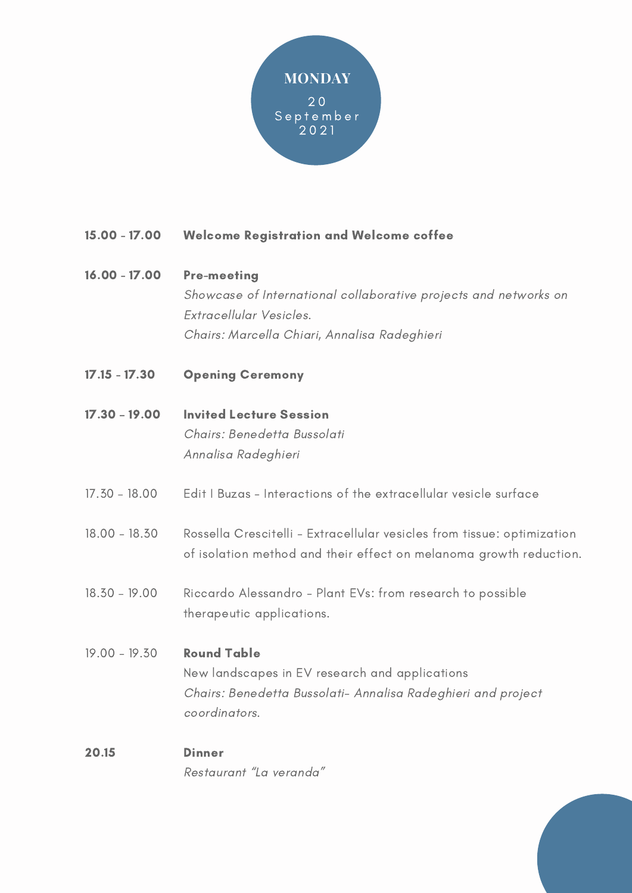# MONDAY

20 September 2021

**15.00 - 17.00** **Welcome Registration and Welcome coffee**

**16.00 - 17.00** **Pre-meeting**
*Showcase of International collaborative projects and networks on Extracellular Vesicles.*
*Chairs: Marcella Chiari, Annalisa Radeghieri*

**17.15 - 17.30** **Opening Ceremony**

**17.30 – 19.00** **Invited Lecture Session**
*Chairs: Benedetta Bussolati*
*Annalisa Radeghieri*

17.30 – 18.00 Edit I Buzas – Interactions of the extracellular vesicle surface

18.00 – 18.30 Rossella Crescitelli – Extracellular vesicles from tissue: optimization of isolation method and their effect on melanoma growth reduction.

18.30 – 19.00 Riccardo Alessandro – Plant EVs: from research to possible therapeutic applications.

19.00 – 19.30 **Round Table**
New landscapes in EV research and applications
*Chairs: Benedetta Bussolati- Annalisa Radeghieri and project coordinators.*

**20.15** **Dinner**
*Restaurant "La veranda"*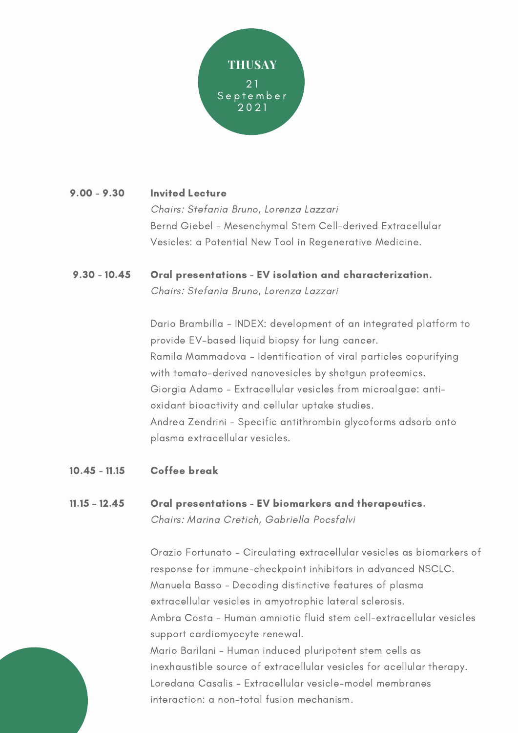## THUSAY

21 September 2021

**9.00 - 9.30** **Invited Lecture**

*Chairs: Stefania Bruno, Lorenza Lazzari*

Bernd Giebel - Mesenchymal Stem Cell-derived Extracellular Vesicles: a Potential New Tool in Regenerative Medicine.

**9.30 - 10.45** **Oral presentations - EV isolation and characterization.**

*Chairs: Stefania Bruno, Lorenza Lazzari*

Dario Brambilla - INDEX: development of an integrated platform to provide EV-based liquid biopsy for lung cancer.

Ramila Mammadova - Identification of viral particles copurifying with tomato-derived nanovesicles by shotgun proteomics.

Giorgia Adamo - Extracellular vesicles from microalgae: anti-oxidant bioactivity and cellular uptake studies.

Andrea Zendrini - Specific antithrombin glycoforms adsorb onto plasma extracellular vesicles.

**10.45 - 11.15** **Coffee break**

**11.15 - 12.45** **Oral presentations - EV biomarkers and therapeutics.**

*Chairs: Marina Cretich, Gabriella Pocsfalvi*

Orazio Fortunato - Circulating extracellular vesicles as biomarkers of response for immune-checkpoint inhibitors in advanced NSCLC.

Manuela Basso - Decoding distinctive features of plasma extracellular vesicles in amyotrophic lateral sclerosis.

Ambra Costa - Human amniotic fluid stem cell-extracellular vesicles support cardiomyocyte renewal.

Mario Barilani - Human induced pluripotent stem cells as inexhaustible source of extracellular vesicles for acellular therapy.

Loredana Casalis - Extracellular vesicle-model membranes interaction: a non-total fusion mechanism.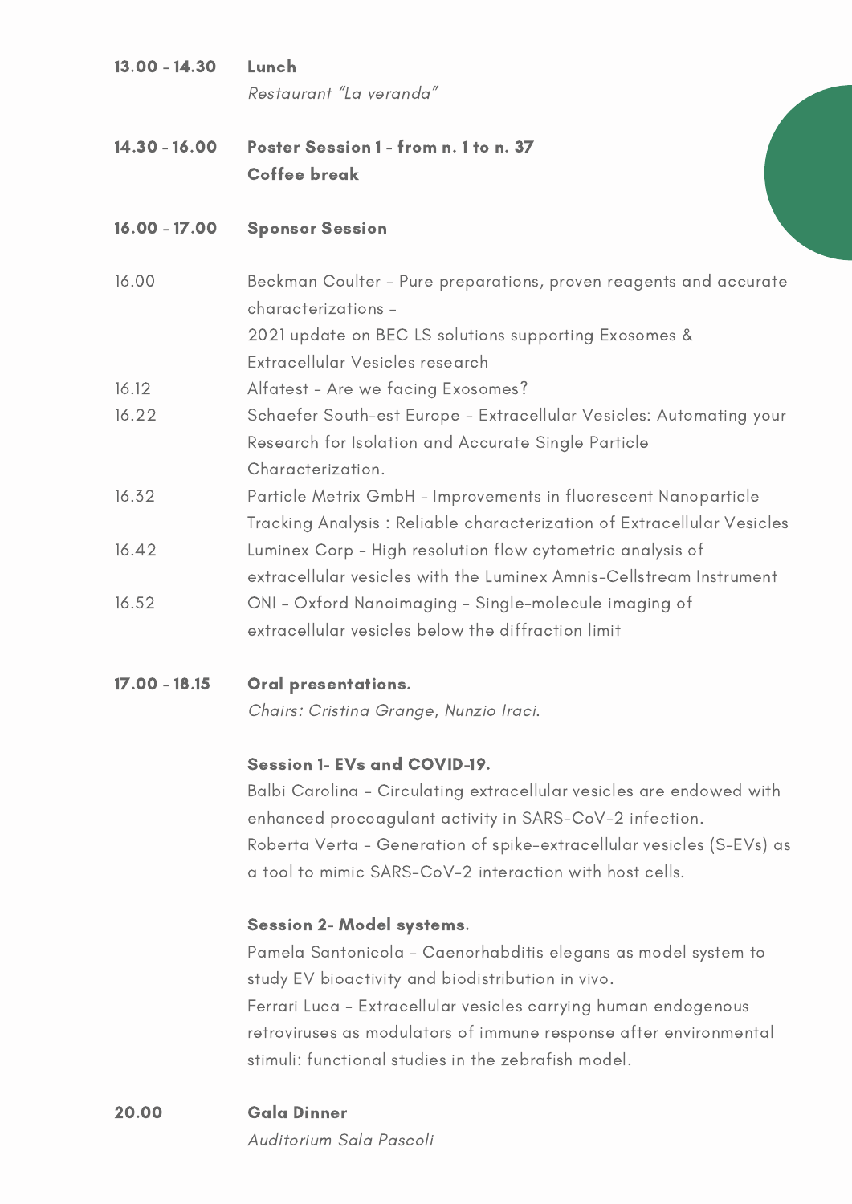**13.00 - 14.30** **Lunch**
*Restaurant "La veranda"*

**14.30 - 16.00** **Poster Session 1 - from n. 1 to n. 37**
**Coffee break**

**16.00 - 17.00** **Sponsor Session**

16.00 Beckman Coulter – Pure preparations, proven reagents and accurate characterizations – 2021 update on BEC LS solutions supporting Exosomes & Extracellular Vesicles research

16.12 Alfatest – Are we facing Exosomes?

16.22 Schaefer South-est Europe – Extracellular Vesicles: Automating your Research for Isolation and Accurate Single Particle Characterization.

16.32 Particle Metrix GmbH – Improvements in fluorescent Nanoparticle Tracking Analysis : Reliable characterization of Extracellular Vesicles

16.42 Luminex Corp – High resolution flow cytometric analysis of extracellular vesicles with the Luminex Amnis-Cellstream Instrument

16.52 ONI – Oxford Nanoimaging – Single-molecule imaging of extracellular vesicles below the diffraction limit

**17.00 - 18.15** **Oral presentations.**
*Chairs: Cristina Grange, Nunzio Iraci.*

**Session 1- EVs and COVID-19.**

Balbi Carolina – Circulating extracellular vesicles are endowed with enhanced procoagulant activity in SARS-CoV-2 infection.

Roberta Verta – Generation of spike-extracellular vesicles (S-EVs) as a tool to mimic SARS-CoV-2 interaction with host cells.

**Session 2- Model systems.**

Pamela Santonicola – Caenorhabditis elegans as model system to study EV bioactivity and biodistribution in vivo.

Ferrari Luca – Extracellular vesicles carrying human endogenous retroviruses as modulators of immune response after environmental stimuli: functional studies in the zebrafish model.

**20.00** **Gala Dinner**
*Auditorium Sala Pascoli*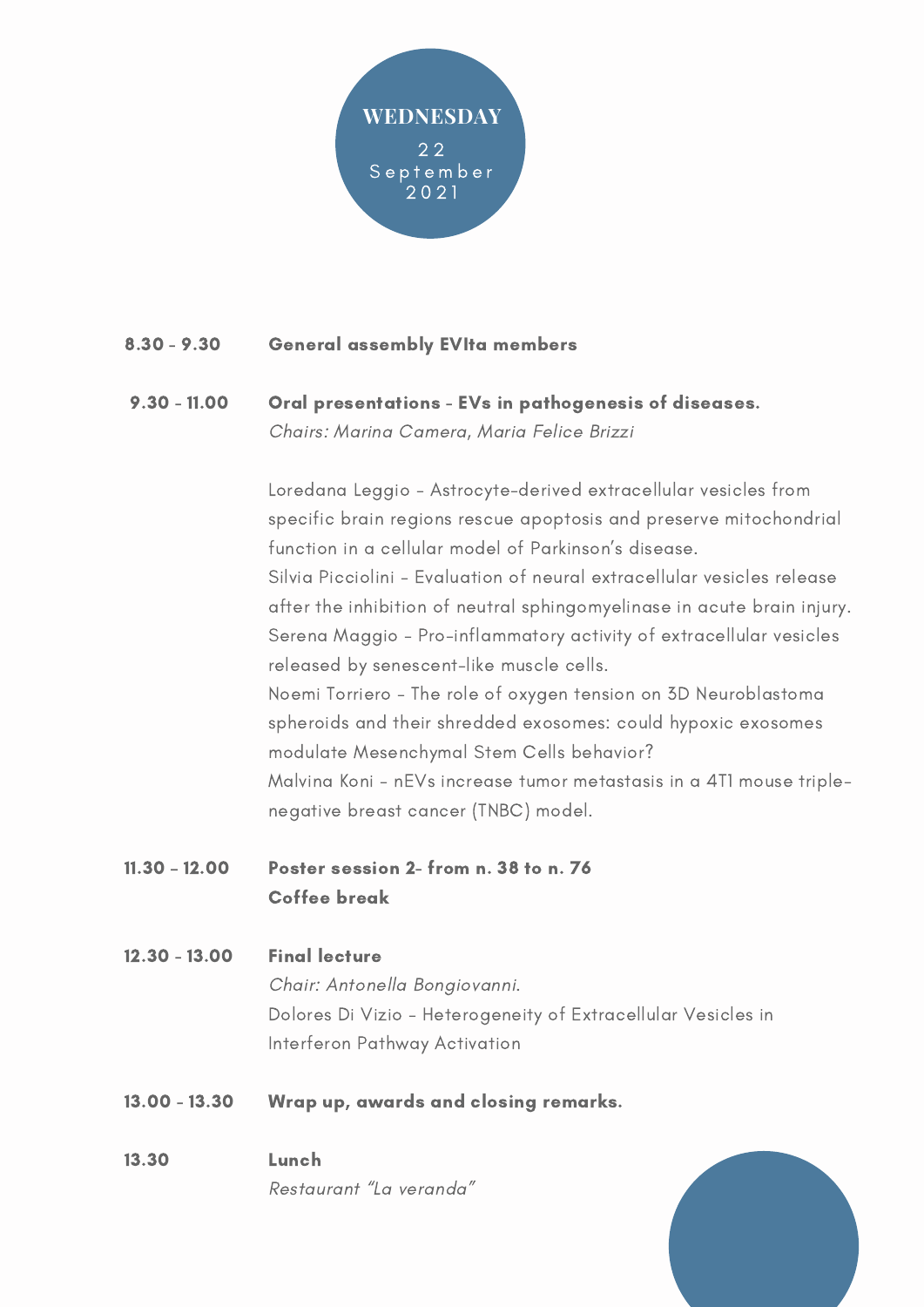# WEDNESDAY

22 September 2021

**8.30 - 9.30** **General assembly EVIta members**

**9.30 - 11.00** **Oral presentations - EVs in pathogenesis of diseases.**
*Chairs: Marina Camera, Maria Felice Brizzi*

Loredana Leggio - Astrocyte-derived extracellular vesicles from specific brain regions rescue apoptosis and preserve mitochondrial function in a cellular model of Parkinson's disease.
Silvia Picciolini - Evaluation of neural extracellular vesicles release after the inhibition of neutral sphingomyelinase in acute brain injury.
Serena Maggio - Pro-inflammatory activity of extracellular vesicles released by senescent-like muscle cells.
Noemi Torriero - The role of oxygen tension on 3D Neuroblastoma spheroids and their shredded exosomes: could hypoxic exosomes modulate Mesenchymal Stem Cells behavior?
Malvina Koni - nEVs increase tumor metastasis in a 4T1 mouse triple-negative breast cancer (TNBC) model.

**11.30 – 12.00** **Poster session 2- from n. 38 to n. 76**
**Coffee break**

**12.30 - 13.00** **Final lecture**
*Chair: Antonella Bongiovanni.*
Dolores Di Vizio - Heterogeneity of Extracellular Vesicles in Interferon Pathway Activation

**13.00 - 13.30** **Wrap up, awards and closing remarks.**

**13.30** **Lunch**
*Restaurant "La veranda"*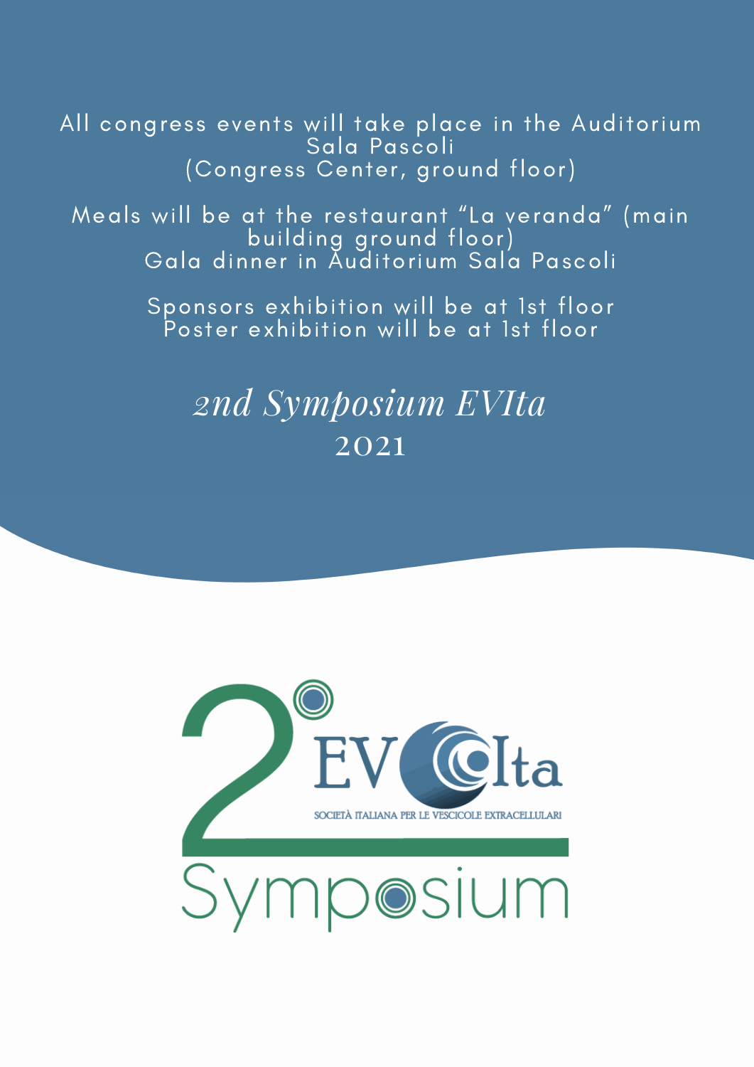All congress events will take place in the Auditorium Sala Pascoli
(Congress Center, ground floor)

Meals will be at the restaurant "La veranda" (main building ground floor)
Gala dinner in Auditorium Sala Pascoli

Sponsors exhibition will be at 1st floor
Poster exhibition will be at 1st floor

# *2nd Symposium EVIta*

## 2021

2° EVIta
SOCIETÀ ITALIANA PER LE VESCICOLE EXTRACELLULARI
Symposium